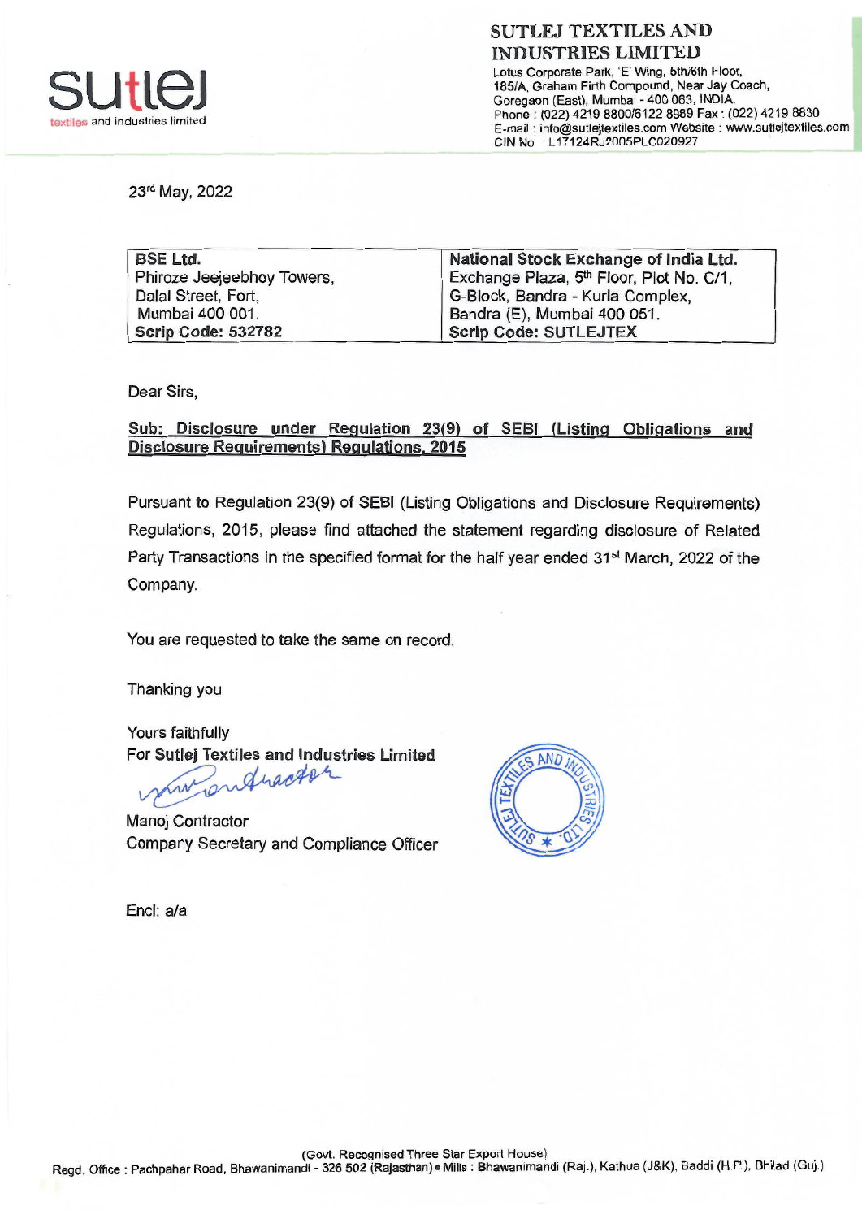# SUTLEJ TEXTILES AND INDUSTRIES LIMITED

Lotus Corporate Park, 'E' Wing, 5th/6th Floor,
185/A, Graham Firth Compound, Near Jay Coach,
Goregaon (East), Mumbai - 400 063, INDIA.
Phone : (022) 4219 8800/6122 8989 Fax : (022) 4219 8830
E-mail : info@sutlejtextiles.com Website : www.sutlejtextiles.com
CIN No : L17124RJ2005PLC020927

23rd May, 2022

| BSE Ltd. | National Stock Exchange of India Ltd. |
|---|---|
| Phiroze Jeejeebhoy Towers, | Exchange Plaza, 5th Floor, Plot No. C/1, |
| Dalal Street, Fort, | G-Block, Bandra - Kurla Complex, |
| Mumbai 400 001. | Bandra (E), Mumbai 400 051. |
| **Scrip Code: 532782** | **Scrip Code: SUTLEJTEX** |

Dear Sirs,

**Sub: Disclosure under Regulation 23(9) of SEBI (Listing Obligations and Disclosure Requirements) Regulations, 2015**

Pursuant to Regulation 23(9) of SEBI (Listing Obligations and Disclosure Requirements) Regulations, 2015, please find attached the statement regarding disclosure of Related Party Transactions in the specified format for the half year ended 31st March, 2022 of the Company.

You are requested to take the same on record.

Thanking you

Yours faithfully
For **Sutlej Textiles and Industries Limited**

Manoj Contractor
Company Secretary and Compliance Officer

Encl: a/a

(Govt. Recognised Three Star Export House)
Regd. Office : Pachpahar Road, Bhawanimandi - 326 502 (Rajasthan) • Mills : Bhawanimandi (Raj.), Kathua (J&K), Baddi (H.P.), Bhilad (Guj.)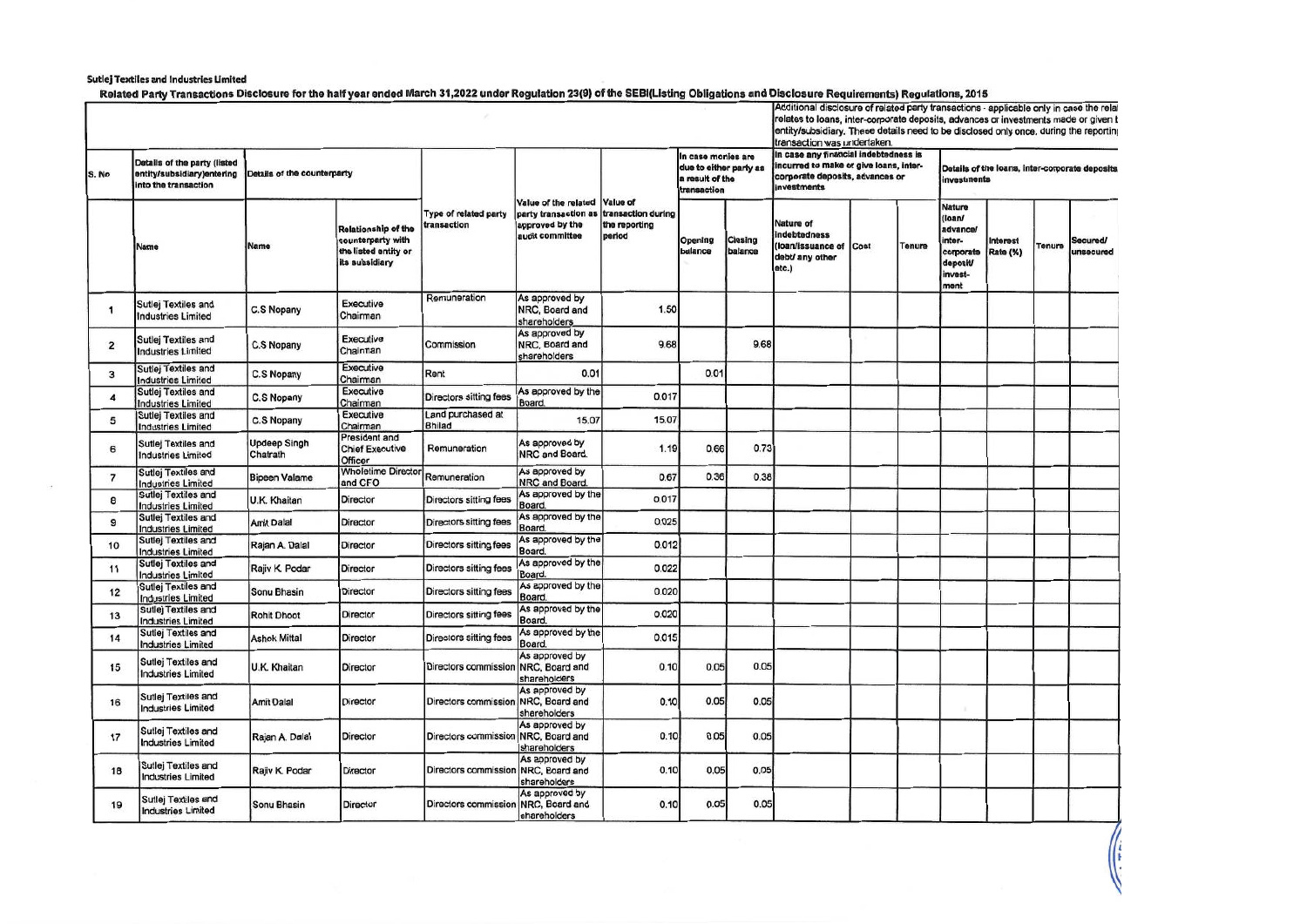**Sutlej Textiles and Industries Limited**

**Related Party Transactions Disclosure for the half year ended March 31,2022 under Regulation 23(9) of the SEBI(Listing Obligations and Disclosure Requirements) Regulations, 2015**

| | | | | | | | | | Additional disclosure of related party transactions - applicable only in case the related party transaction relates to loans, inter-corporate deposits, advances or investments made or given by the listed entity/subsidiary. These details need to be disclosed only once, during the reporting period when such transaction was undertaken. | | | | | | |
|---|---|---|---|---|---|---|---|---|---|---|---|---|---|---|---|
| S. No | Details of the party (listed entity/subsidiary)entering into the transaction | Details of the counterparty | | Type of related party transaction | Value of the related party transaction as approved by the audit committee | Value of transaction during the reporting period | In case monies are due to either party as a result of the transaction | | In case any financial indebtedness is incurred to make or give loans, inter-corporate deposits, advances or investments | | | Details of the loans, inter-corporate deposits, advances or investments | | | |
| | Name | Name | Relationship of the counterparty with the listed entity or its subsidiary | | | | Opening balance | Closing balance | Nature of indebtedness (loan/issuance of debt/ any other etc.) | Cost | Tenure | Nature (loan/ advance/ inter-corporate deposit/ invest-ment | Interest Rate (%) | Tenure | Secured/ unsecured |
| 1 | Sutlej Textiles and Industries Limited | C.S Nopany | Executive Chairman | Remuneration | As approved by NRC, Board and shareholders | 1.50 | | | | | | | | | |
| 2 | Sutlej Textiles and Industries Limited | C.S Nopany | Executive Chairman | Commission | As approved by NRC, Board and shareholders | 9.68 | | 9.68 | | | | | | | |
| 3 | Sutlej Textiles and Industries Limited | C.S Nopany | Executive Chairman | Rent | 0.01 | | 0.01 | | | | | | | | |
| 4 | Sutlej Textiles and Industries Limited | C.S Nopany | Executive Chairman | Directors sitting fees | As approved by the Board. | 0.017 | | | | | | | | | |
| 5 | Sutlej Textiles and Industries Limited | C.S Nopany | Executive Chairman | Land purchased at Bhilad | 15.07 | 15.07 | | | | | | | | | |
| 6 | Sutlej Textiles and Industries Limited | Updeep Singh Chatrath | President and Chief Executive Officer | Remuneration | As approved by NRC and Board. | 1.19 | 0.66 | 0.73 | | | | | | | |
| 7 | Sutlej Textiles and Industries Limited | Bipeen Valame | Wholetime Director and CFO | Remuneration | As approved by NRC and Board. | 0.67 | 0.36 | 0.36 | | | | | | | |
| 8 | Sutlej Textiles and Industries Limited | U.K. Khaitan | Director | Directors sitting fees | As approved by the Board. | 0.017 | | | | | | | | | |
| 9 | Sutlej Textiles and Industries Limited | Amit Dalal | Director | Directors sitting fees | As approved by the Board. | 0.025 | | | | | | | | | |
| 10 | Sutlej Textiles and Industries Limited | Rajan A. Dalal | Director | Directors sitting fees | As approved by the Board. | 0.012 | | | | | | | | | |
| 11 | Sutlej Textiles and Industries Limited | Rajiv K. Podar | Director | Directors sitting fees | As approved by the Board. | 0.022 | | | | | | | | | |
| 12 | Sutlej Textiles and Industries Limited | Sonu Bhasin | Director | Directors sitting fees | As approved by the Board. | 0.020 | | | | | | | | | |
| 13 | Sutlej Textiles and Industries Limited | Rohit Dhoot | Director | Directors sitting fees | As approved by the Board. | 0.020 | | | | | | | | | |
| 14 | Sutlej Textiles and Industries Limited | Ashok Mittal | Director | Directors sitting fees | As approved by the Board. | 0.015 | | | | | | | | | |
| 15 | Sutlej Textiles and Industries Limited | U.K. Khaitan | Director | Directors commission | As approved by NRC, Board and shareholders | 0.10 | 0.05 | 0.05 | | | | | | | |
| 16 | Sutlej Textiles and Industries Limited | Amit Dalal | Director | Directors commission | As approved by NRC, Board and shareholders | 0.10 | 0.05 | 0.05 | | | | | | | |
| 17 | Sutlej Textiles and Industries Limited | Rajan A. Dalal | Director | Directors commission | As approved by NRC, Board and shareholders | 0.10 | 0.05 | 0.05 | | | | | | | |
| 18 | Sutlej Textiles and Industries Limited | Rajiv K. Podar | Director | Directors commission | As approved by NRC, Board and shareholders | 0.10 | 0.05 | 0.05 | | | | | | | |
| 19 | Sutlej Textiles and Industries Limited | Sonu Bhasin | Director | Directors commission | As approved by NRC, Board and shareholders | 0.10 | 0.05 | 0.05 | | | | | | | |